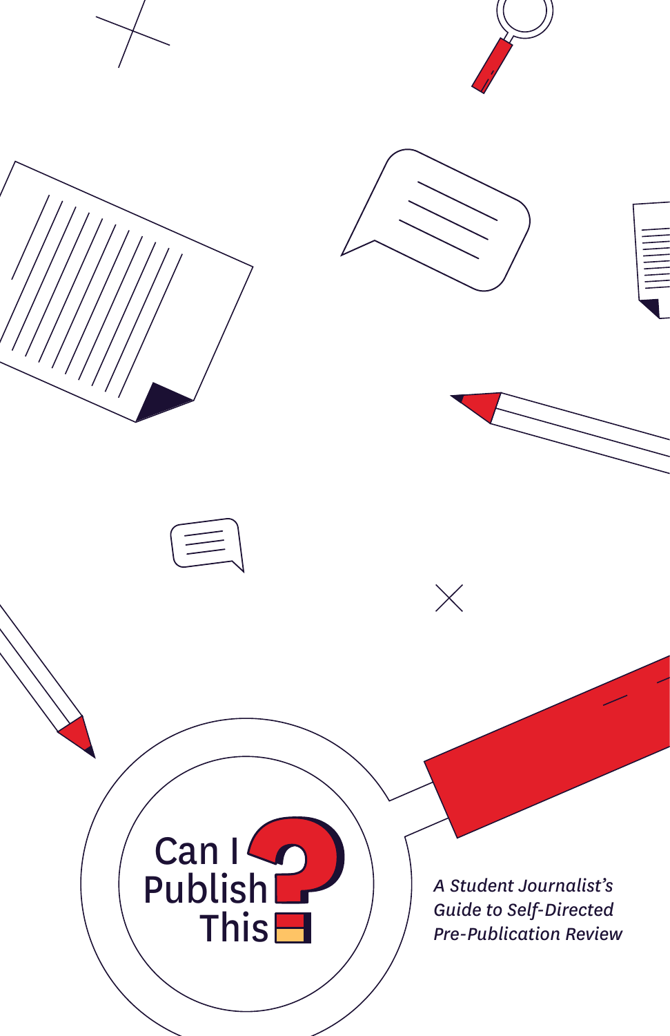# Can I Publish This?

*A Student Journalist's Guide to Self-Directed Pre-Publication Review*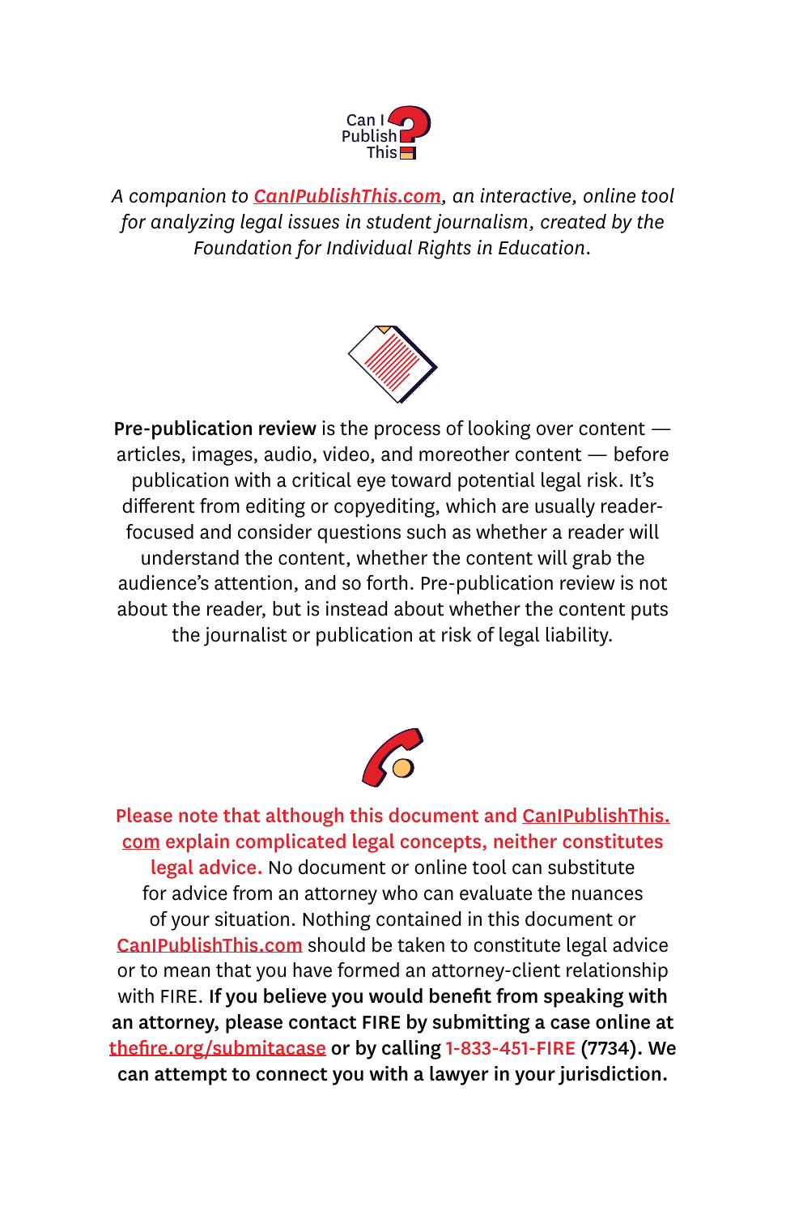Can I Publish This

*A companion to [CanIPublishThis.com](https://CanIPublishThis.com), an interactive, online tool for analyzing legal issues in student journalism, created by the Foundation for Individual Rights in Education.*

**Pre-publication review** is the process of looking over content — articles, images, audio, video, and moreother content — before publication with a critical eye toward potential legal risk. It's different from editing or copyediting, which are usually reader-focused and consider questions such as whether a reader will understand the content, whether the content will grab the audience's attention, and so forth. Pre-publication review is not about the reader, but is instead about whether the content puts the journalist or publication at risk of legal liability.

**Please note that although this document and [CanIPublishThis.com](https://CanIPublishThis.com) explain complicated legal concepts, neither constitutes legal advice.** No document or online tool can substitute for advice from an attorney who can evaluate the nuances of your situation. Nothing contained in this document or [CanIPublishThis.com](https://CanIPublishThis.com) should be taken to constitute legal advice or to mean that you have formed an attorney-client relationship with FIRE. **If you believe you would benefit from speaking with an attorney, please contact FIRE by submitting a case online at [thefire.org/submitacase](https://thefire.org/submitacase) or by calling 1-833-451-FIRE (7734). We can attempt to connect you with a lawyer in your jurisdiction.**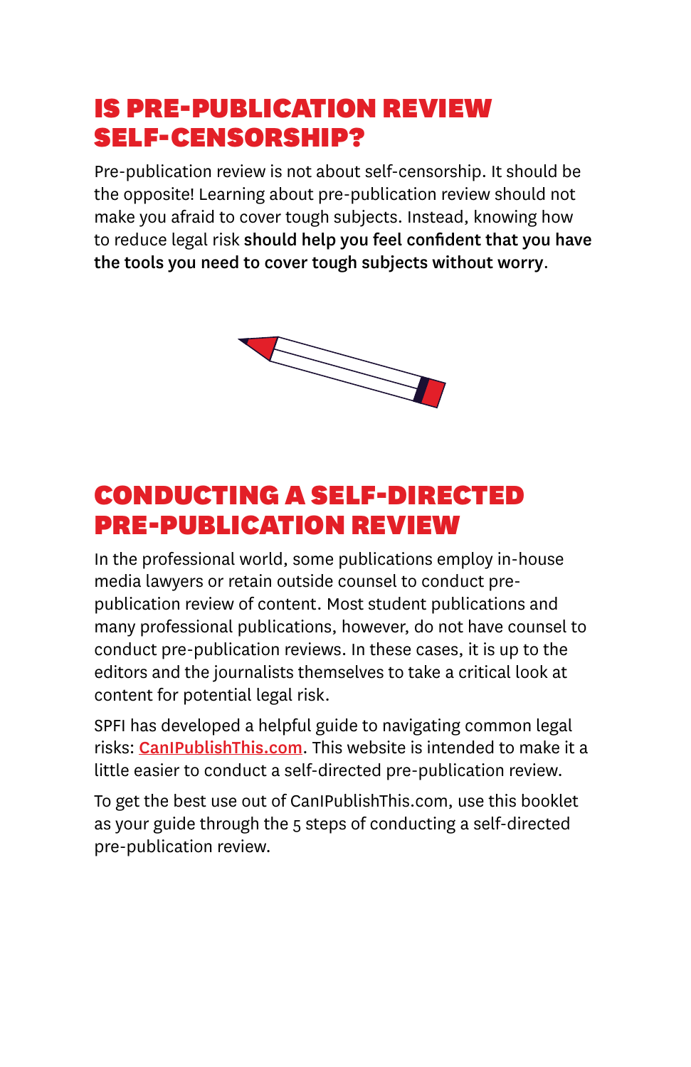## IS PRE-PUBLICATION REVIEW SELF-CENSORSHIP?

Pre-publication review is not about self-censorship. It should be the opposite! Learning about pre-publication review should not make you afraid to cover tough subjects. Instead, knowing how to reduce legal risk **should help you feel confident that you have the tools you need to cover tough subjects without worry**.

## CONDUCTING A SELF-DIRECTED PRE-PUBLICATION REVIEW

In the professional world, some publications employ in-house media lawyers or retain outside counsel to conduct pre-publication review of content. Most student publications and many professional publications, however, do not have counsel to conduct pre-publication reviews. In these cases, it is up to the editors and the journalists themselves to take a critical look at content for potential legal risk.

SPFI has developed a helpful guide to navigating common legal risks: [CanIPublishThis.com](https://CanIPublishThis.com). This website is intended to make it a little easier to conduct a self-directed pre-publication review.

To get the best use out of CanIPublishThis.com, use this booklet as your guide through the 5 steps of conducting a self-directed pre-publication review.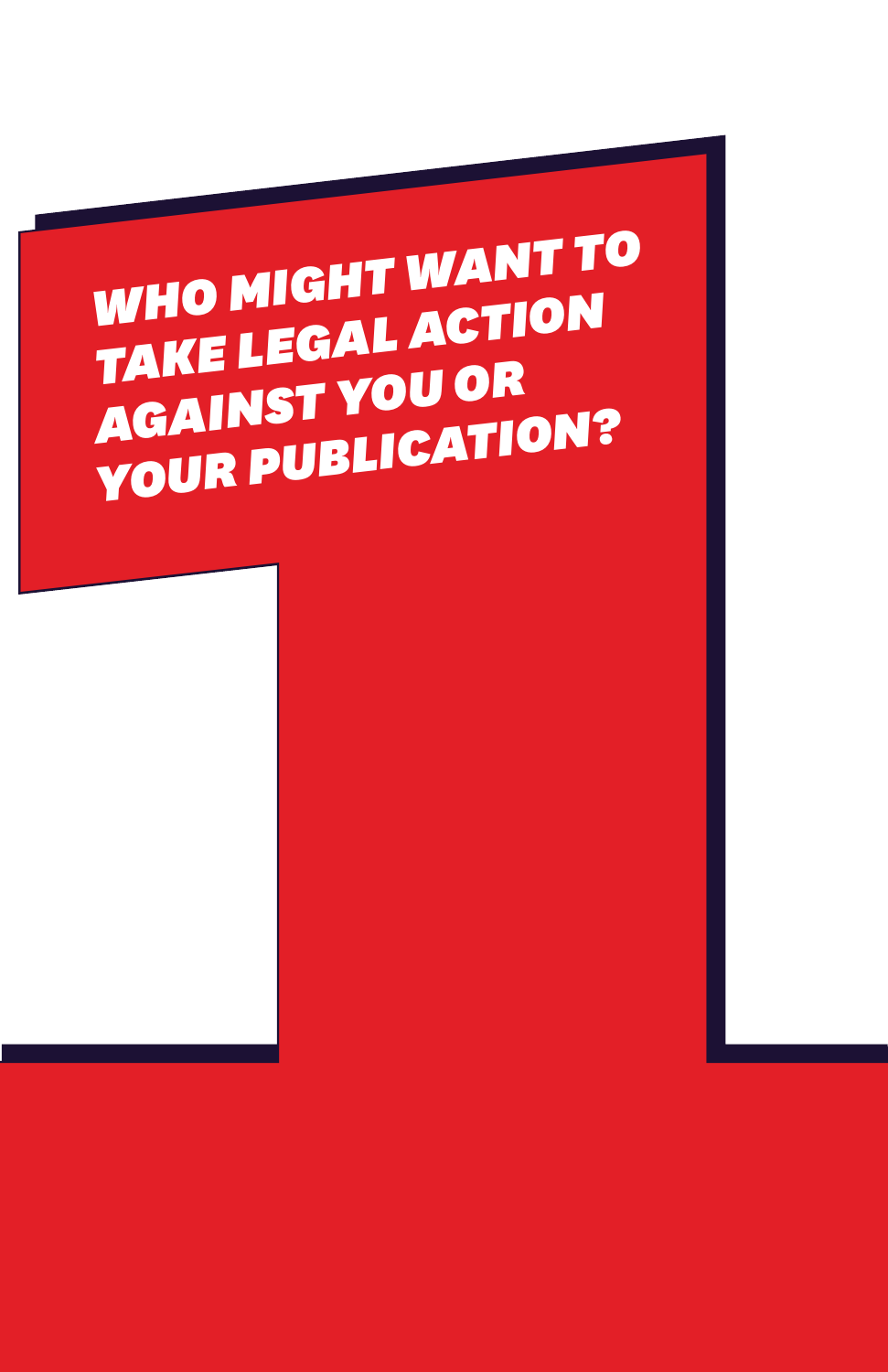# WHO MIGHT WANT TO TAKE LEGAL ACTION AGAINST YOU OR YOUR PUBLICATION?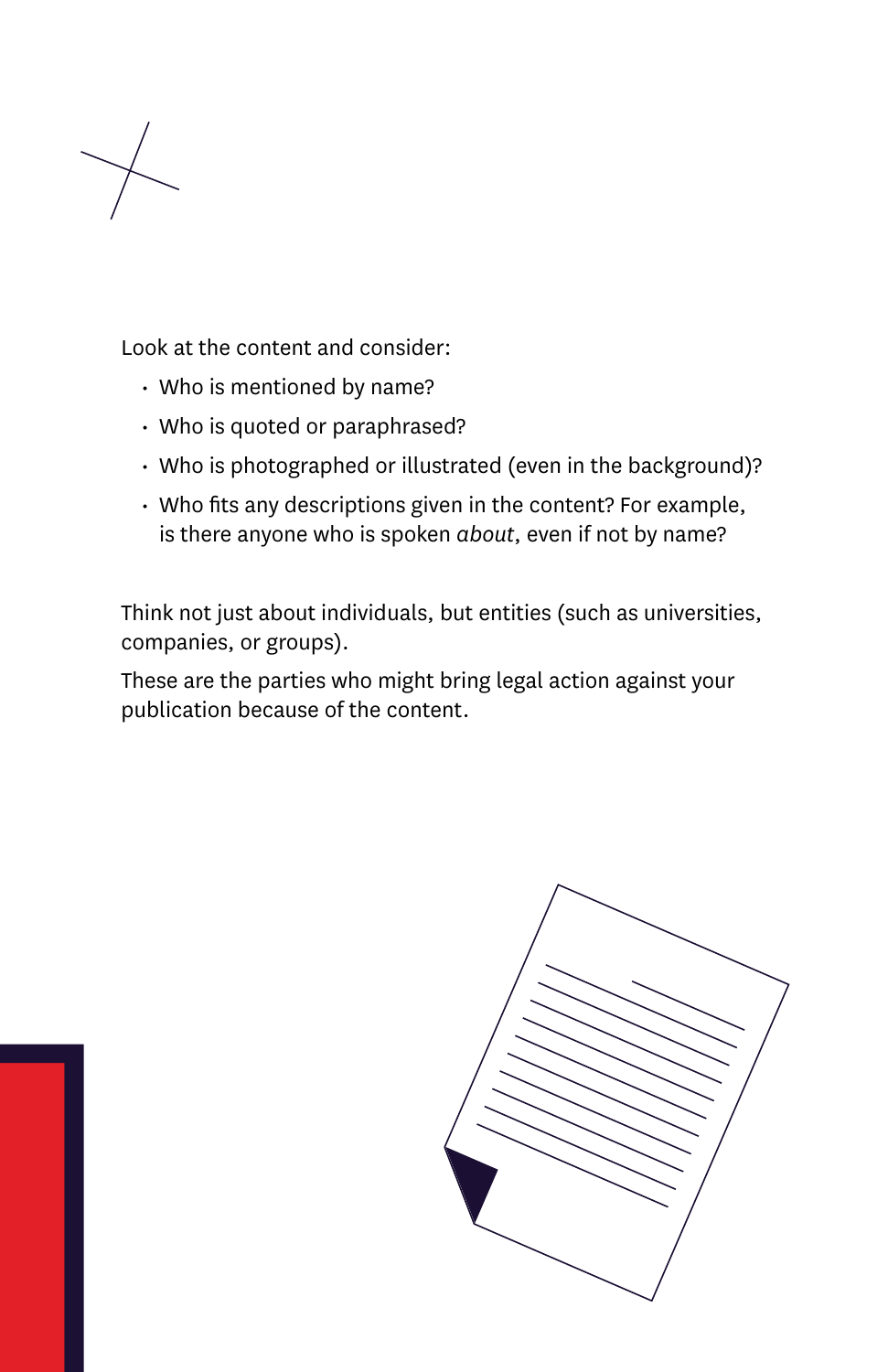Look at the content and consider:

- Who is mentioned by name?
- Who is quoted or paraphrased?
- Who is photographed or illustrated (even in the background)?
- Who fits any descriptions given in the content? For example, is there anyone who is spoken *about*, even if not by name?

Think not just about individuals, but entities (such as universities, companies, or groups).

These are the parties who might bring legal action against your publication because of the content.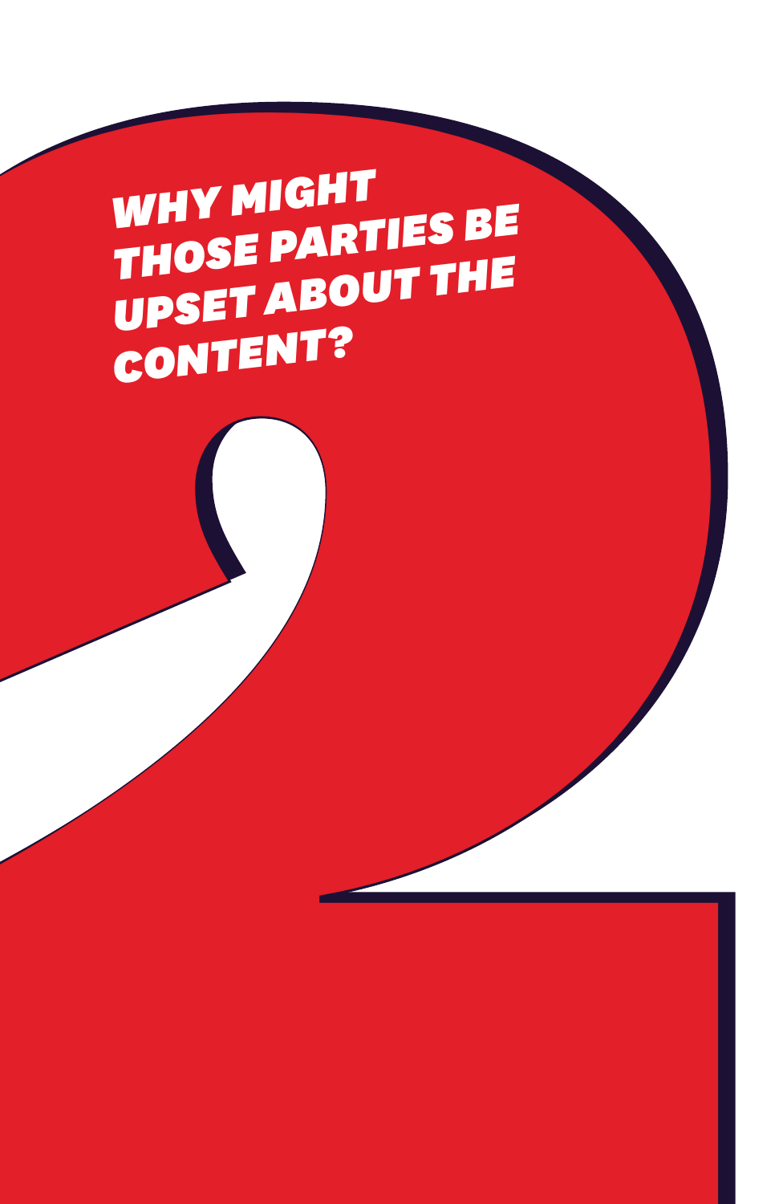# WHY MIGHT THOSE PARTIES BE UPSET ABOUT THE CONTENT?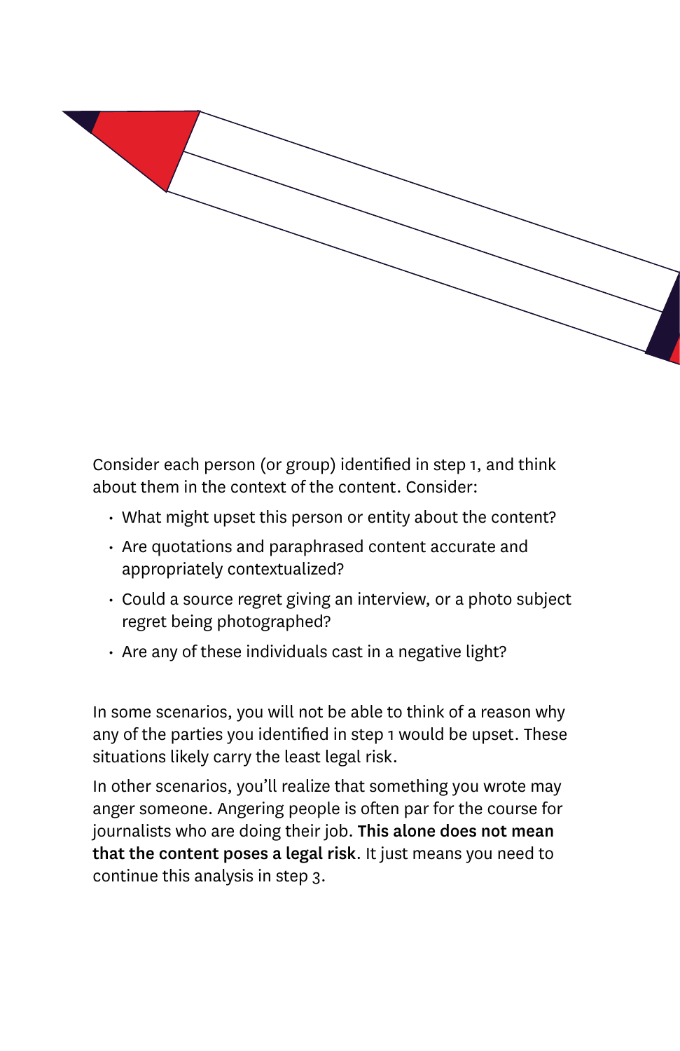Consider each person (or group) identified in step 1, and think about them in the context of the content. Consider:

- What might upset this person or entity about the content?
- Are quotations and paraphrased content accurate and appropriately contextualized?
- Could a source regret giving an interview, or a photo subject regret being photographed?
- Are any of these individuals cast in a negative light?

In some scenarios, you will not be able to think of a reason why any of the parties you identified in step 1 would be upset. These situations likely carry the least legal risk.

In other scenarios, you'll realize that something you wrote may anger someone. Angering people is often par for the course for journalists who are doing their job. **This alone does not mean that the content poses a legal risk**. It just means you need to continue this analysis in step 3.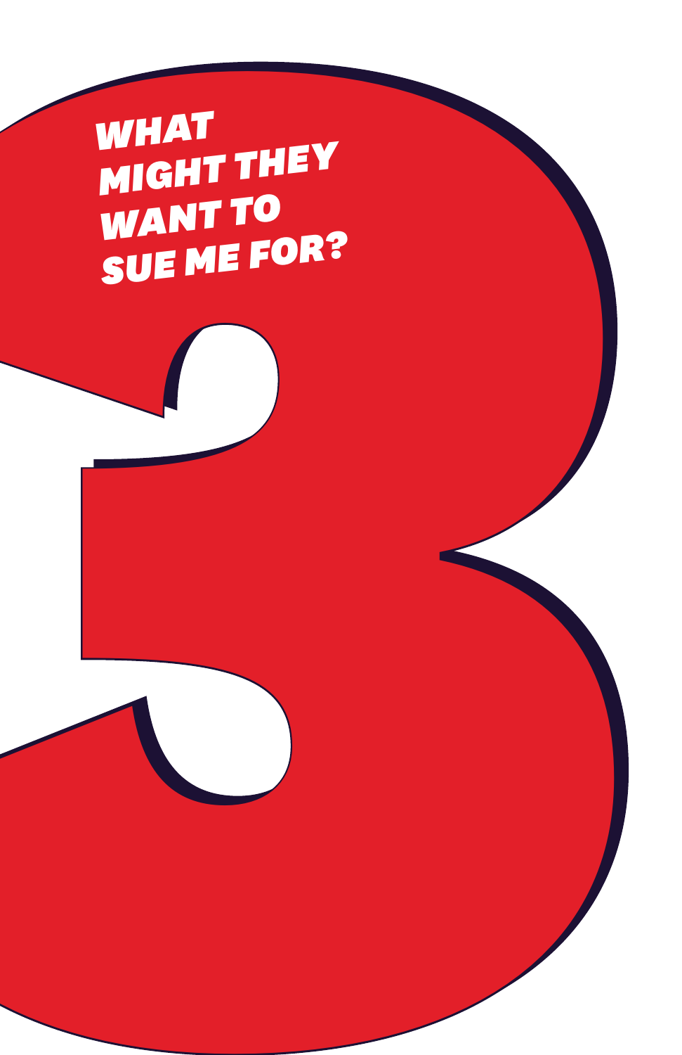# 3

## WHAT MIGHT THEY WANT TO SUE ME FOR?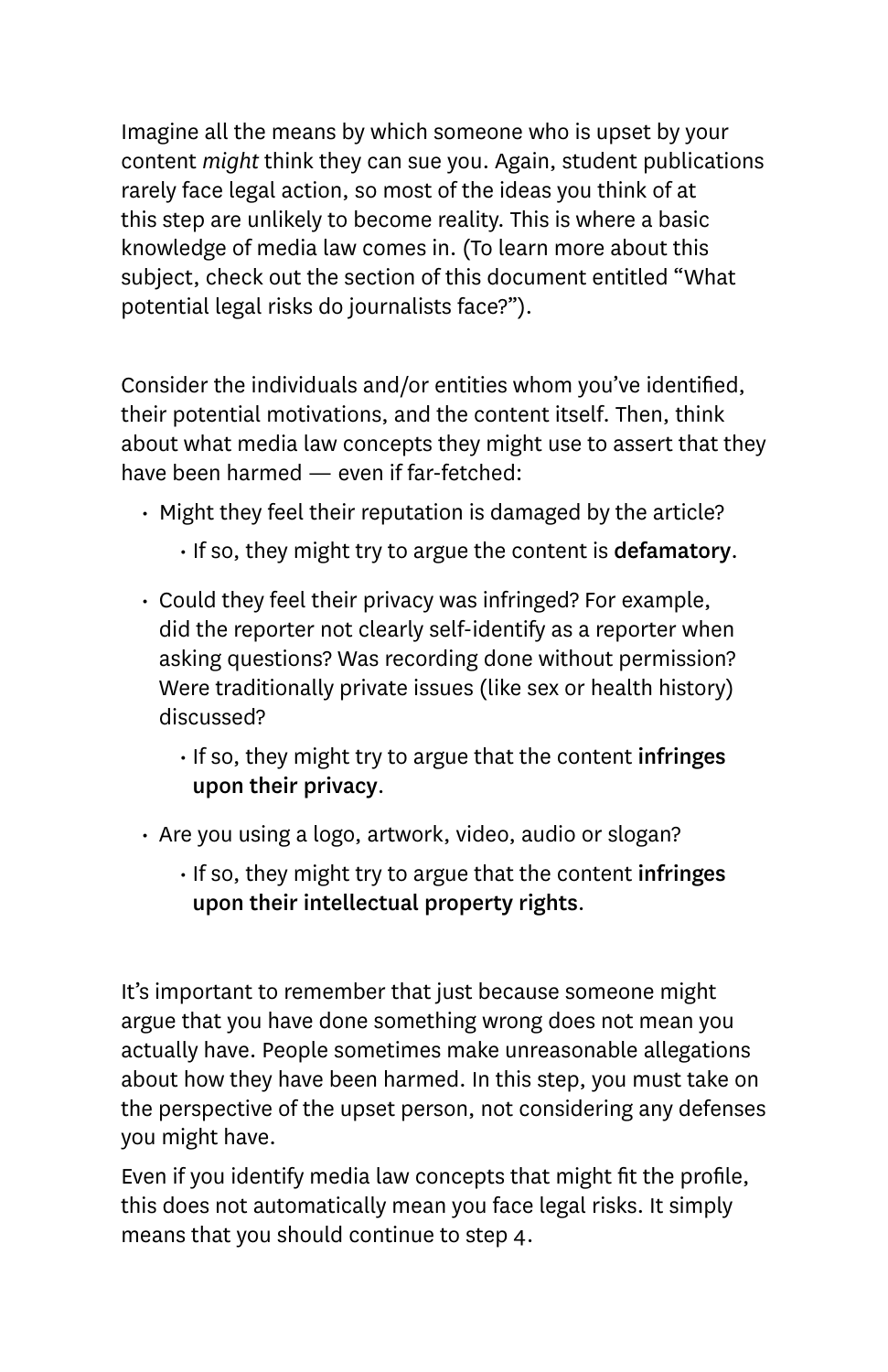Imagine all the means by which someone who is upset by your content *might* think they can sue you. Again, student publications rarely face legal action, so most of the ideas you think of at this step are unlikely to become reality. This is where a basic knowledge of media law comes in. (To learn more about this subject, check out the section of this document entitled "What potential legal risks do journalists face?").

Consider the individuals and/or entities whom you've identified, their potential motivations, and the content itself. Then, think about what media law concepts they might use to assert that they have been harmed — even if far-fetched:

- Might they feel their reputation is damaged by the article?
  - If so, they might try to argue the content is **defamatory**.
- Could they feel their privacy was infringed? For example, did the reporter not clearly self-identify as a reporter when asking questions? Was recording done without permission? Were traditionally private issues (like sex or health history) discussed?
  - If so, they might try to argue that the content **infringes upon their privacy**.
- Are you using a logo, artwork, video, audio or slogan?
  - If so, they might try to argue that the content **infringes upon their intellectual property rights**.

It's important to remember that just because someone might argue that you have done something wrong does not mean you actually have. People sometimes make unreasonable allegations about how they have been harmed. In this step, you must take on the perspective of the upset person, not considering any defenses you might have.

Even if you identify media law concepts that might fit the profile, this does not automatically mean you face legal risks. It simply means that you should continue to step 4.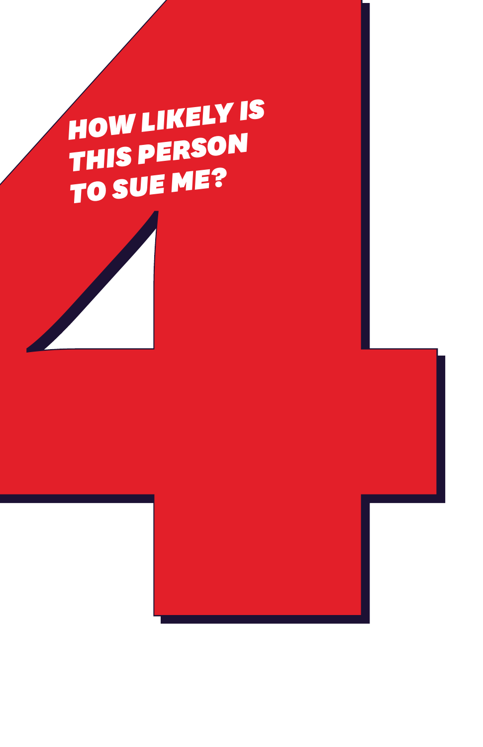# 4

## HOW LIKELY IS THIS PERSON TO SUE ME?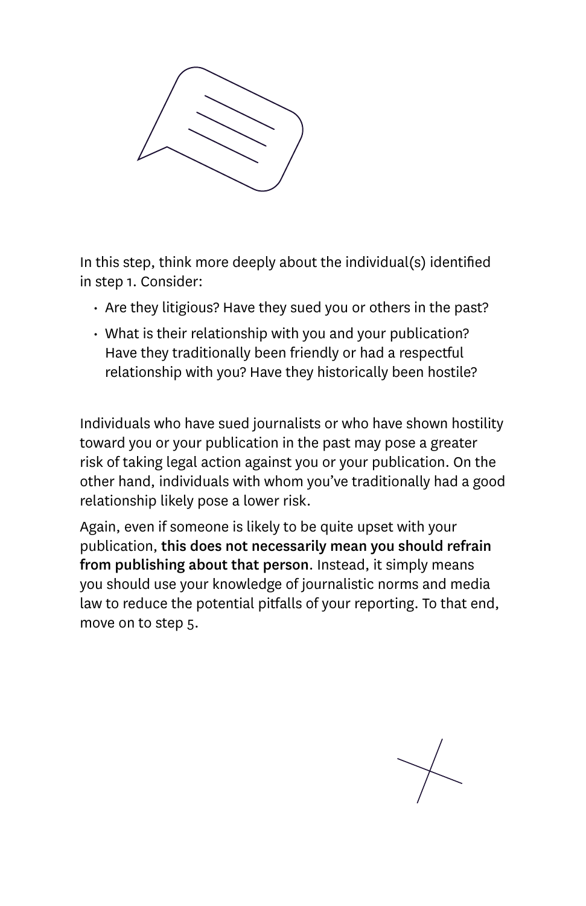In this step, think more deeply about the individual(s) identified in step 1. Consider:

- Are they litigious? Have they sued you or others in the past?
- What is their relationship with you and your publication? Have they traditionally been friendly or had a respectful relationship with you? Have they historically been hostile?

Individuals who have sued journalists or who have shown hostility toward you or your publication in the past may pose a greater risk of taking legal action against you or your publication. On the other hand, individuals with whom you've traditionally had a good relationship likely pose a lower risk.

Again, even if someone is likely to be quite upset with your publication, **this does not necessarily mean you should refrain from publishing about that person**. Instead, it simply means you should use your knowledge of journalistic norms and media law to reduce the potential pitfalls of your reporting. To that end, move on to step 5.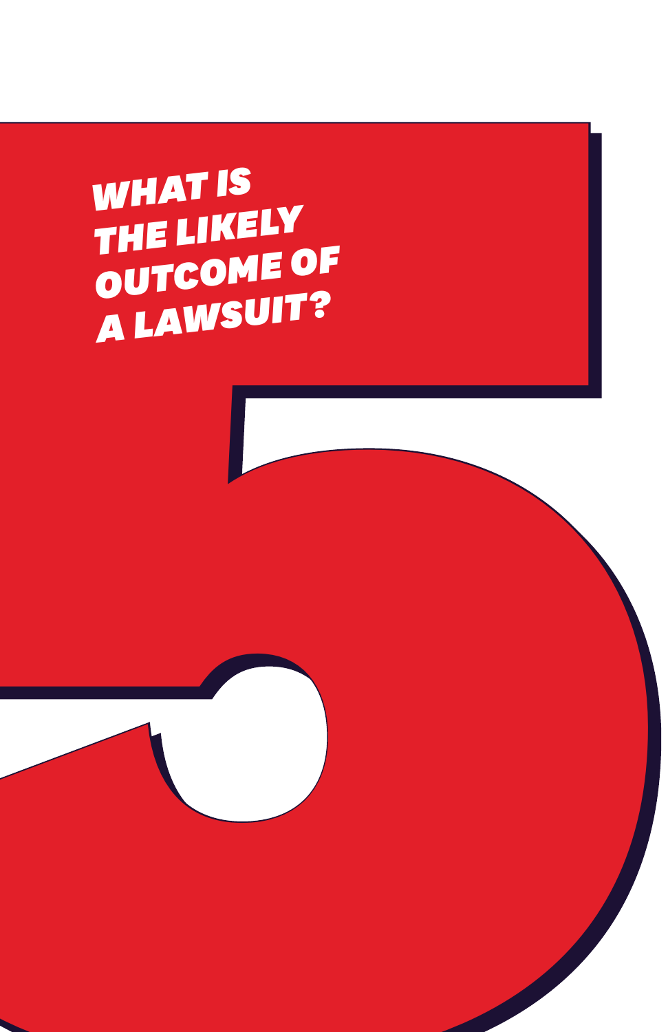# 5

## WHAT IS THE LIKELY OUTCOME OF A LAWSUIT?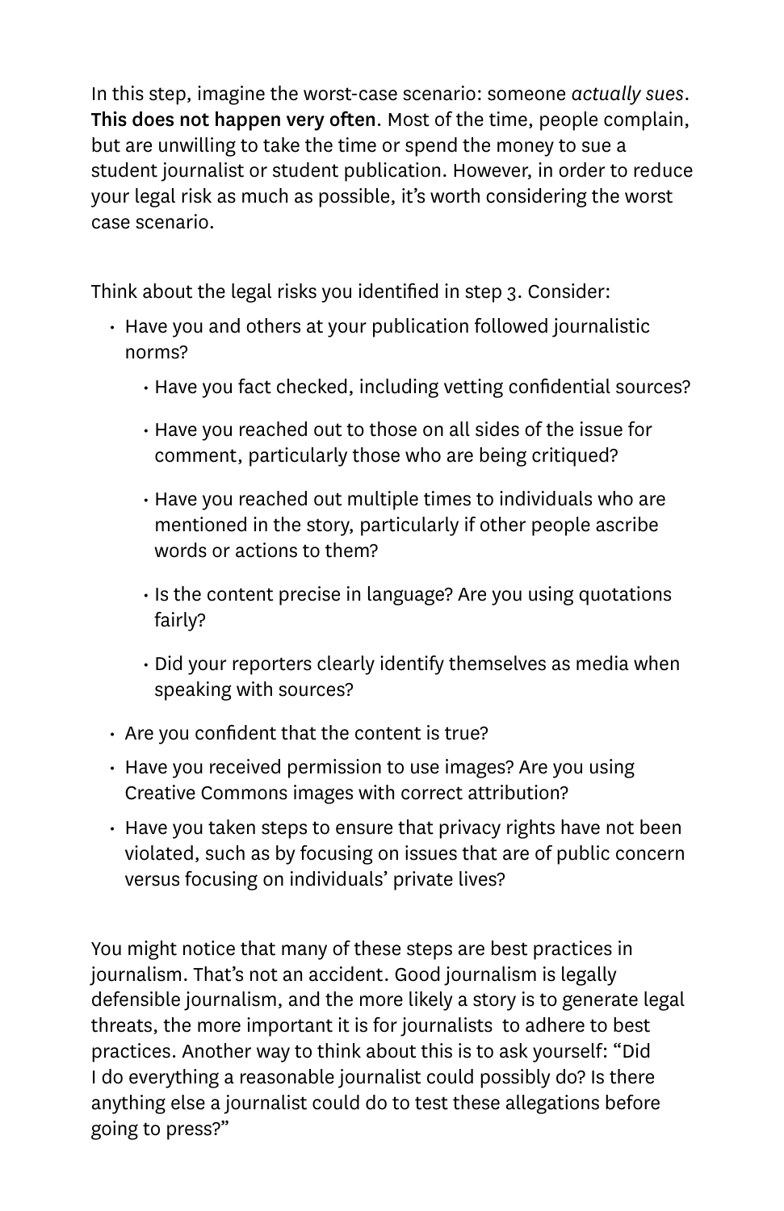In this step, imagine the worst-case scenario: someone *actually sues*. **This does not happen very often**. Most of the time, people complain, but are unwilling to take the time or spend the money to sue a student journalist or student publication. However, in order to reduce your legal risk as much as possible, it's worth considering the worst case scenario.

Think about the legal risks you identified in step 3. Consider:

- Have you and others at your publication followed journalistic norms?
  - Have you fact checked, including vetting confidential sources?
  - Have you reached out to those on all sides of the issue for comment, particularly those who are being critiqued?
  - Have you reached out multiple times to individuals who are mentioned in the story, particularly if other people ascribe words or actions to them?
  - Is the content precise in language? Are you using quotations fairly?
  - Did your reporters clearly identify themselves as media when speaking with sources?
- Are you confident that the content is true?
- Have you received permission to use images? Are you using Creative Commons images with correct attribution?
- Have you taken steps to ensure that privacy rights have not been violated, such as by focusing on issues that are of public concern versus focusing on individuals' private lives?

You might notice that many of these steps are best practices in journalism. That's not an accident. Good journalism is legally defensible journalism, and the more likely a story is to generate legal threats, the more important it is for journalists to adhere to best practices. Another way to think about this is to ask yourself: "Did I do everything a reasonable journalist could possibly do? Is there anything else a journalist could do to test these allegations before going to press?"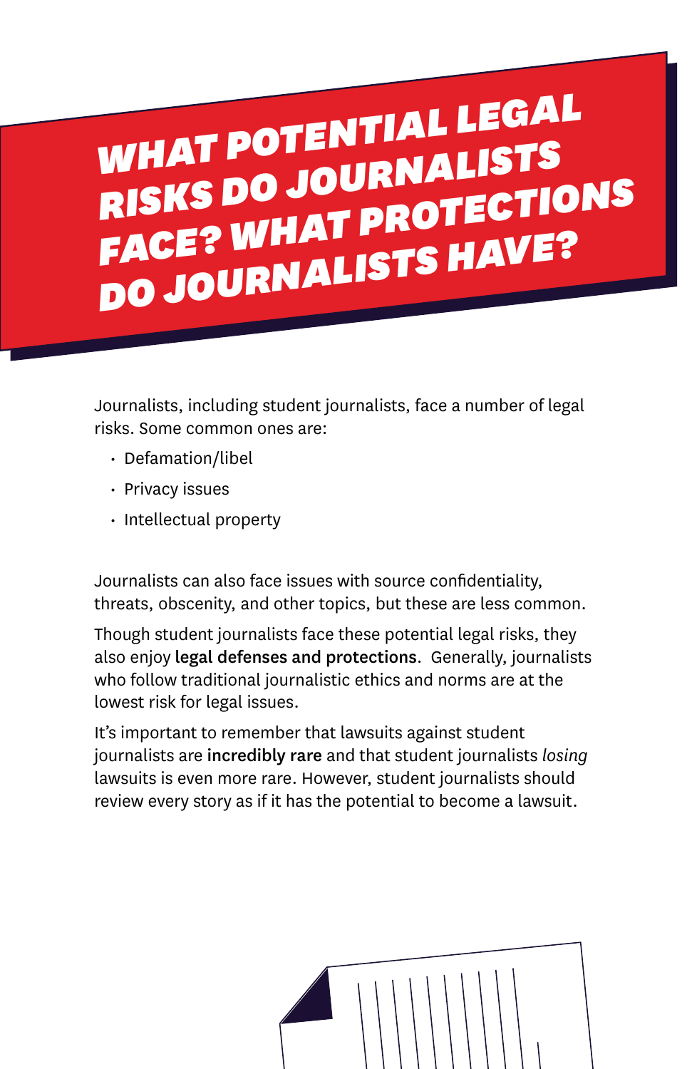# WHAT POTENTIAL LEGAL RISKS DO JOURNALISTS FACE? WHAT PROTECTIONS DO JOURNALISTS HAVE?

Journalists, including student journalists, face a number of legal risks. Some common ones are:

- Defamation/libel
- Privacy issues
- Intellectual property

Journalists can also face issues with source confidentiality, threats, obscenity, and other topics, but these are less common.

Though student journalists face these potential legal risks, they also enjoy **legal defenses and protections**. Generally, journalists who follow traditional journalistic ethics and norms are at the lowest risk for legal issues.

It's important to remember that lawsuits against student journalists are **incredibly rare** and that student journalists *losing* lawsuits is even more rare. However, student journalists should review every story as if it has the potential to become a lawsuit.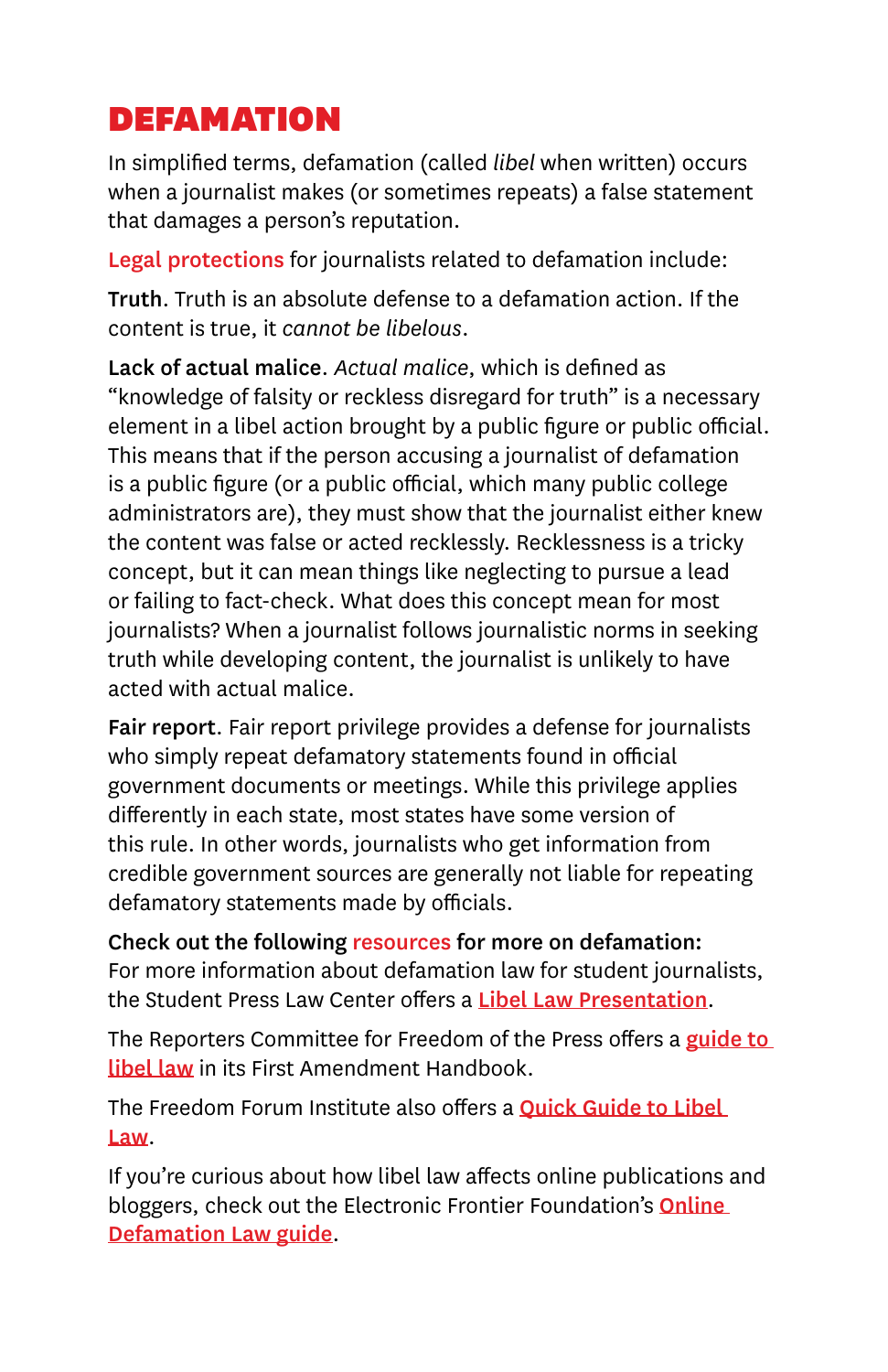# DEFAMATION

In simplified terms, defamation (called *libel* when written) occurs when a journalist makes (or sometimes repeats) a false statement that damages a person's reputation.

Legal protections for journalists related to defamation include:

**Truth**. Truth is an absolute defense to a defamation action. If the content is true, it *cannot be libelous*.

**Lack of actual malice**. *Actual malice*, which is defined as "knowledge of falsity or reckless disregard for truth" is a necessary element in a libel action brought by a public figure or public official. This means that if the person accusing a journalist of defamation is a public figure (or a public official, which many public college administrators are), they must show that the journalist either knew the content was false or acted recklessly. Recklessness is a tricky concept, but it can mean things like neglecting to pursue a lead or failing to fact-check. What does this concept mean for most journalists? When a journalist follows journalistic norms in seeking truth while developing content, the journalist is unlikely to have acted with actual malice.

**Fair report**. Fair report privilege provides a defense for journalists who simply repeat defamatory statements found in official government documents or meetings. While this privilege applies differently in each state, most states have some version of this rule. In other words, journalists who get information from credible government sources are generally not liable for repeating defamatory statements made by officials.

**Check out the following resources for more on defamation:**
For more information about defamation law for student journalists, the Student Press Law Center offers a Libel Law Presentation.

The Reporters Committee for Freedom of the Press offers a guide to libel law in its First Amendment Handbook.

The Freedom Forum Institute also offers a Quick Guide to Libel Law.

If you're curious about how libel law affects online publications and bloggers, check out the Electronic Frontier Foundation's Online Defamation Law guide.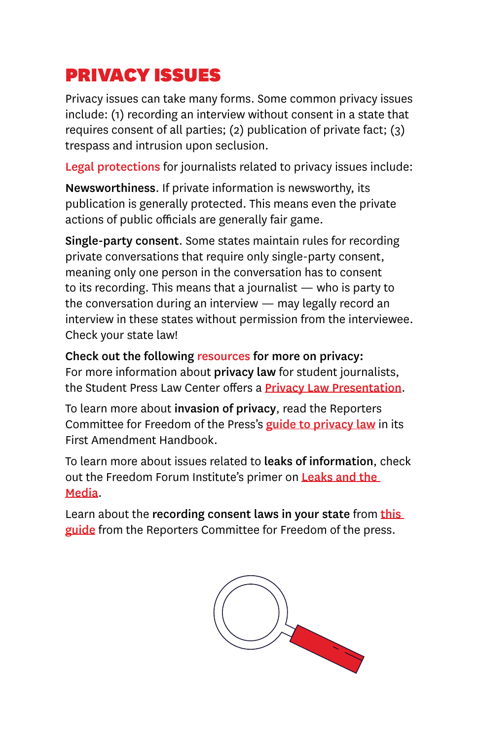# PRIVACY ISSUES

Privacy issues can take many forms. Some common privacy issues include: (1) recording an interview without consent in a state that requires consent of all parties; (2) publication of private fact; (3) trespass and intrusion upon seclusion.

Legal protections for journalists related to privacy issues include:

**Newsworthiness**. If private information is newsworthy, its publication is generally protected. This means even the private actions of public officials are generally fair game.

**Single-party consent**. Some states maintain rules for recording private conversations that require only single-party consent, meaning only one person in the conversation has to consent to its recording. This means that a journalist — who is party to the conversation during an interview — may legally record an interview in these states without permission from the interviewee. Check your state law!

**Check out the following resources for more on privacy:**
For more information about **privacy law** for student journalists, the Student Press Law Center offers a Privacy Law Presentation.

To learn more about **invasion of privacy**, read the Reporters Committee for Freedom of the Press's guide to privacy law in its First Amendment Handbook.

To learn more about issues related to **leaks of information**, check out the Freedom Forum Institute's primer on Leaks and the Media.

Learn about the **recording consent laws in your state** from this guide from the Reporters Committee for Freedom of the press.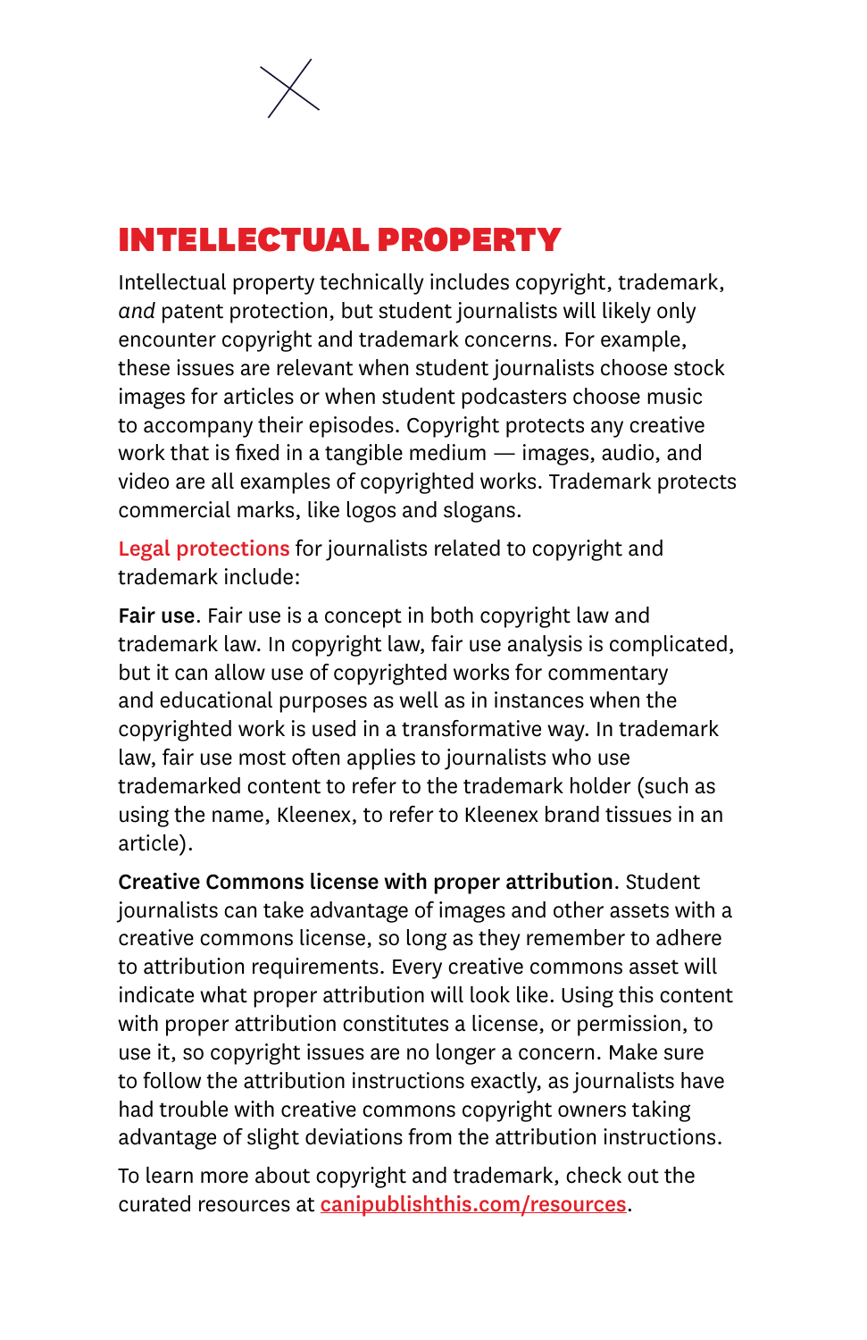# INTELLECTUAL PROPERTY

Intellectual property technically includes copyright, trademark, *and* patent protection, but student journalists will likely only encounter copyright and trademark concerns. For example, these issues are relevant when student journalists choose stock images for articles or when student podcasters choose music to accompany their episodes. Copyright protects any creative work that is fixed in a tangible medium — images, audio, and video are all examples of copyrighted works. Trademark protects commercial marks, like logos and slogans.

Legal protections for journalists related to copyright and trademark include:

**Fair use**. Fair use is a concept in both copyright law and trademark law. In copyright law, fair use analysis is complicated, but it can allow use of copyrighted works for commentary and educational purposes as well as in instances when the copyrighted work is used in a transformative way. In trademark law, fair use most often applies to journalists who use trademarked content to refer to the trademark holder (such as using the name, Kleenex, to refer to Kleenex brand tissues in an article).

**Creative Commons license with proper attribution**. Student journalists can take advantage of images and other assets with a creative commons license, so long as they remember to adhere to attribution requirements. Every creative commons asset will indicate what proper attribution will look like. Using this content with proper attribution constitutes a license, or permission, to use it, so copyright issues are no longer a concern. Make sure to follow the attribution instructions exactly, as journalists have had trouble with creative commons copyright owners taking advantage of slight deviations from the attribution instructions.

To learn more about copyright and trademark, check out the curated resources at canipublishthis.com/resources.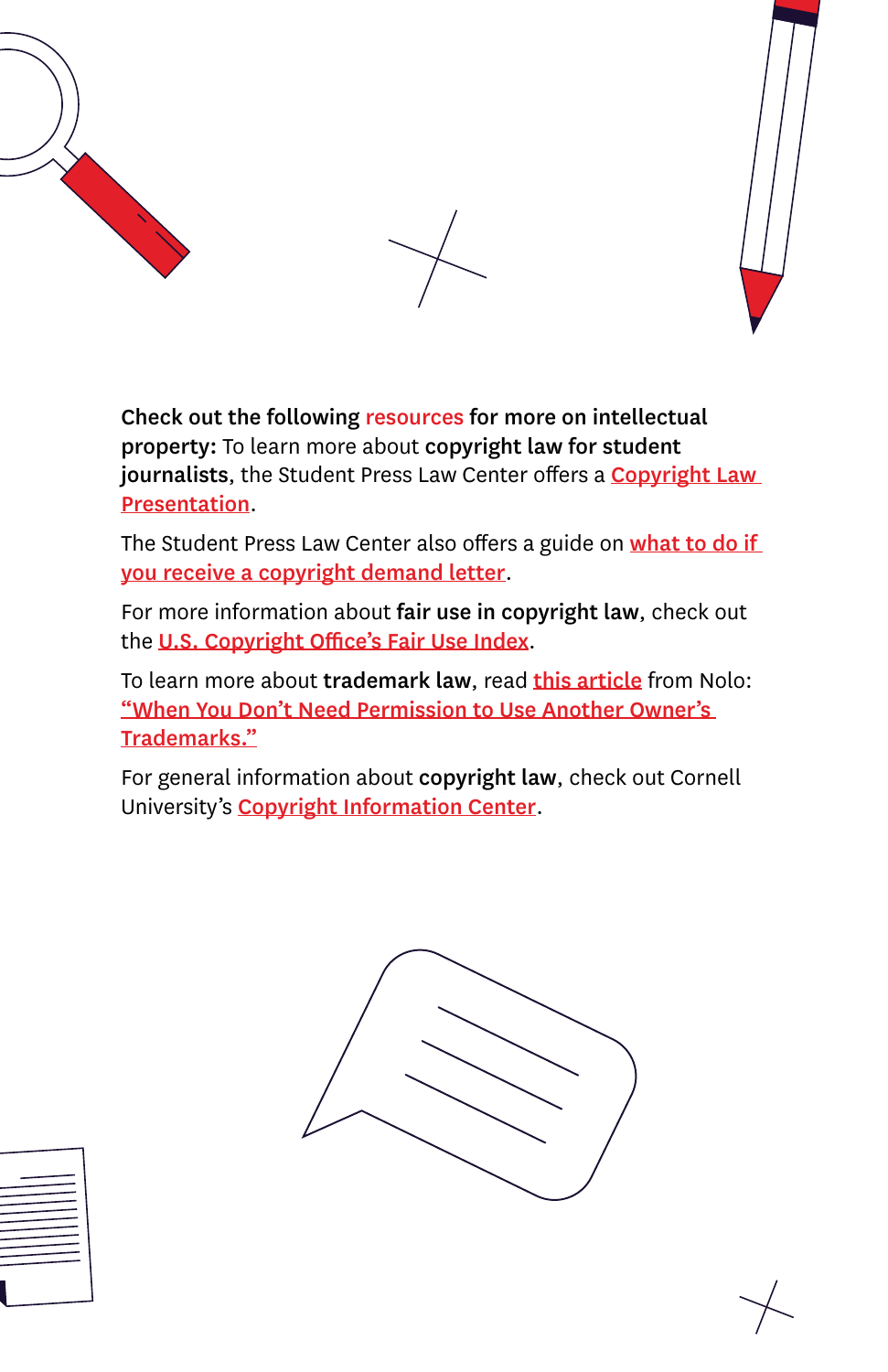**Check out the following resources for more on intellectual property:** To learn more about **copyright law for student journalists**, the Student Press Law Center offers a Copyright Law Presentation.

The Student Press Law Center also offers a guide on what to do if you receive a copyright demand letter.

For more information about **fair use in copyright law**, check out the U.S. Copyright Office's Fair Use Index.

To learn more about **trademark law**, read this article from Nolo: "When You Don't Need Permission to Use Another Owner's Trademarks."

For general information about **copyright law**, check out Cornell University's Copyright Information Center.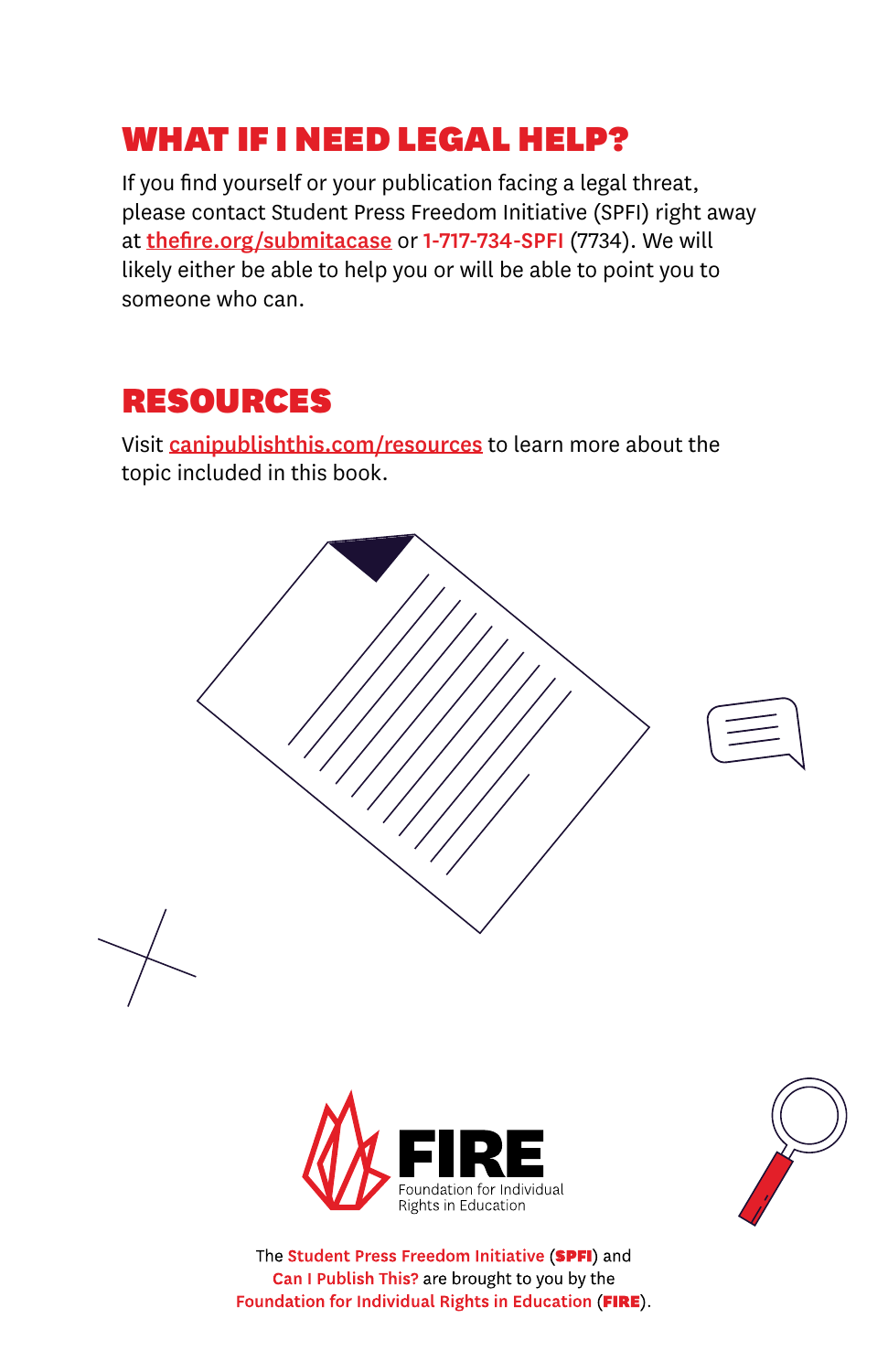## WHAT IF I NEED LEGAL HELP?

If you find yourself or your publication facing a legal threat, please contact Student Press Freedom Initiative (SPFI) right away at thefire.org/submitacase or 1-717-734-SPFI (7734). We will likely either be able to help you or will be able to point you to someone who can.

## RESOURCES

Visit canipublishthis.com/resources to learn more about the topic included in this book.

FIRE Foundation for Individual Rights in Education

The Student Press Freedom Initiative (**SPFI**) and Can I Publish This? are brought to you by the Foundation for Individual Rights in Education (**FIRE**).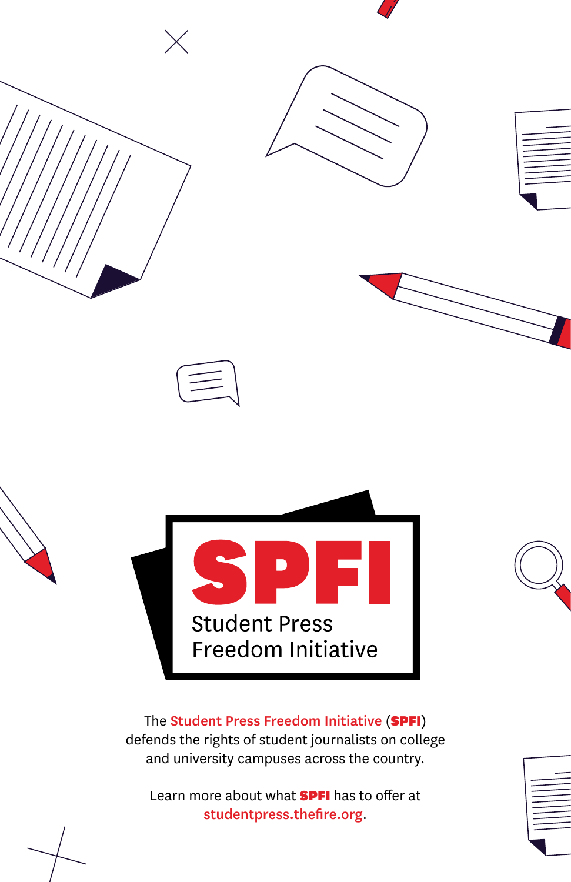# SPFI

## Student Press Freedom Initiative

The Student Press Freedom Initiative (**SPFI**) defends the rights of student journalists on college and university campuses across the country.

Learn more about what **SPFI** has to offer at studentpress.thefire.org.